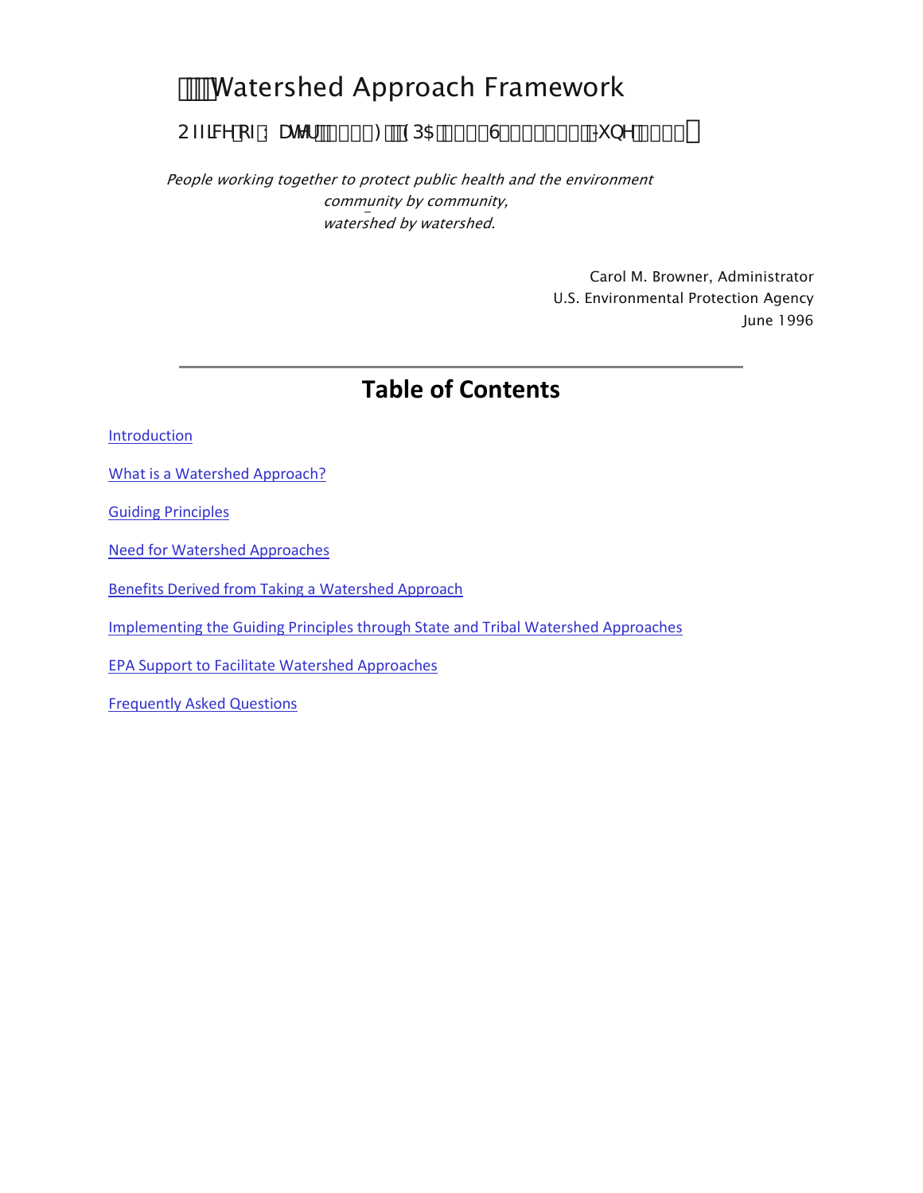# Watershed Approach Framework

*People working together to protect public health and the environment community by community, watershed by watershed.*

Carol M. Browner, Administrator
U.S. Environmental Protection Agency
June 1996

---

## Table of Contents

Introduction

What is a Watershed Approach?

Guiding Principles

Need for Watershed Approaches

Benefits Derived from Taking a Watershed Approach

Implementing the Guiding Principles through State and Tribal Watershed Approaches

EPA Support to Facilitate Watershed Approaches

Frequently Asked Questions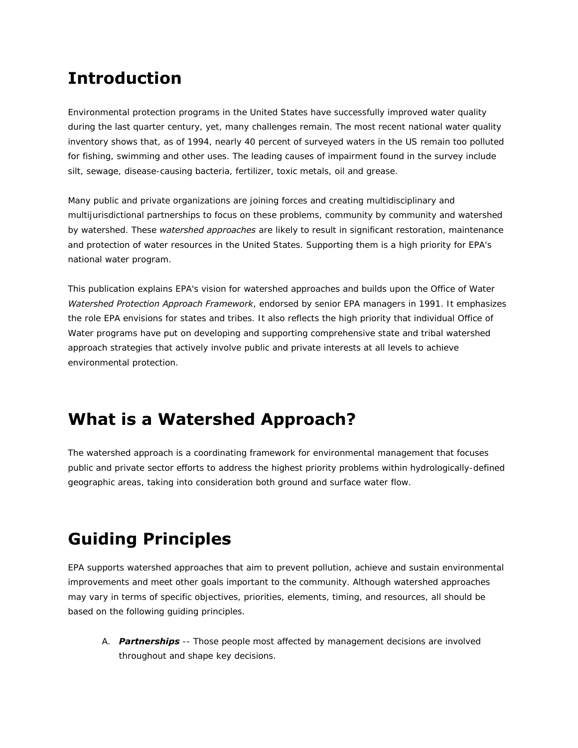## Introduction

Environmental protection programs in the United States have successfully improved water quality during the last quarter century, yet, many challenges remain. The most recent national water quality inventory shows that, as of 1994, nearly 40 percent of surveyed waters in the US remain too polluted for fishing, swimming and other uses. The leading causes of impairment found in the survey include silt, sewage, disease-causing bacteria, fertilizer, toxic metals, oil and grease.

Many public and private organizations are joining forces and creating multidisciplinary and multijurisdictional partnerships to focus on these problems, community by community and watershed by watershed. These *watershed approaches* are likely to result in significant restoration, maintenance and protection of water resources in the United States. Supporting them is a high priority for EPA's national water program.

This publication explains EPA's vision for watershed approaches and builds upon the Office of Water *Watershed Protection Approach Framework*, endorsed by senior EPA managers in 1991. It emphasizes the role EPA envisions for states and tribes. It also reflects the high priority that individual Office of Water programs have put on developing and supporting comprehensive state and tribal watershed approach strategies that actively involve public and private interests at all levels to achieve environmental protection.

## What is a Watershed Approach?

The watershed approach is a coordinating framework for environmental management that focuses public and private sector efforts to address the highest priority problems within hydrologically-defined geographic areas, taking into consideration both ground and surface water flow.

## Guiding Principles

EPA supports watershed approaches that aim to prevent pollution, achieve and sustain environmental improvements and meet other goals important to the community. Although watershed approaches may vary in terms of specific objectives, priorities, elements, timing, and resources, all should be based on the following guiding principles.

A. ***Partnerships*** -- Those people most affected by management decisions are involved throughout and shape key decisions.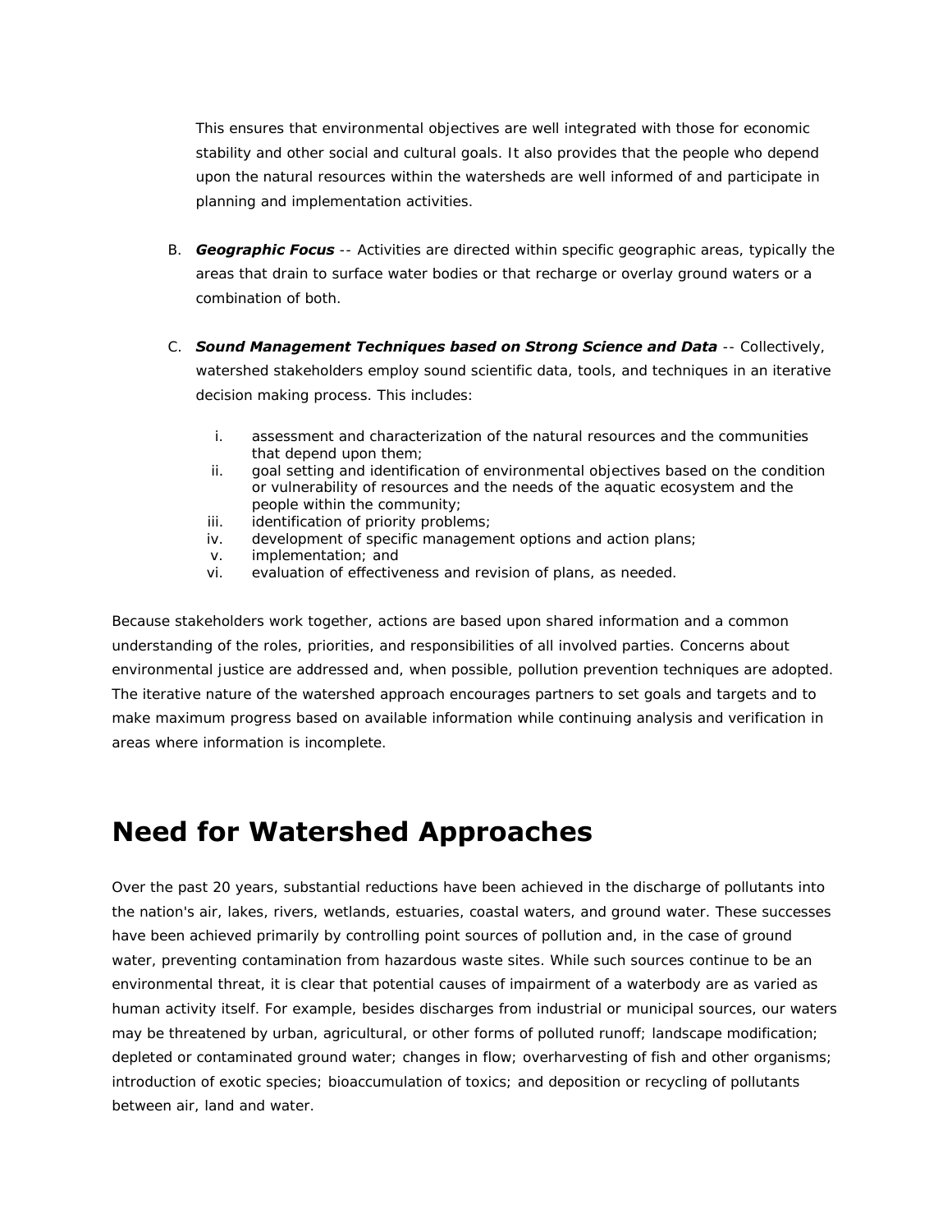This ensures that environmental objectives are well integrated with those for economic stability and other social and cultural goals. It also provides that the people who depend upon the natural resources within the watersheds are well informed of and participate in planning and implementation activities.

B. ***Geographic Focus*** -- Activities are directed within specific geographic areas, typically the areas that drain to surface water bodies or that recharge or overlay ground waters or a combination of both.

C. ***Sound Management Techniques based on Strong Science and Data*** -- Collectively, watershed stakeholders employ sound scientific data, tools, and techniques in an iterative decision making process. This includes:

   i. assessment and characterization of the natural resources and the communities that depend upon them;
   ii. goal setting and identification of environmental objectives based on the condition or vulnerability of resources and the needs of the aquatic ecosystem and the people within the community;
   iii. identification of priority problems;
   iv. development of specific management options and action plans;
   v. implementation; and
   vi. evaluation of effectiveness and revision of plans, as needed.

Because stakeholders work together, actions are based upon shared information and a common understanding of the roles, priorities, and responsibilities of all involved parties. Concerns about environmental justice are addressed and, when possible, pollution prevention techniques are adopted. The iterative nature of the watershed approach encourages partners to set goals and targets and to make maximum progress based on available information while continuing analysis and verification in areas where information is incomplete.

# Need for Watershed Approaches

Over the past 20 years, substantial reductions have been achieved in the discharge of pollutants into the nation's air, lakes, rivers, wetlands, estuaries, coastal waters, and ground water. These successes have been achieved primarily by controlling point sources of pollution and, in the case of ground water, preventing contamination from hazardous waste sites. While such sources continue to be an environmental threat, it is clear that potential causes of impairment of a waterbody are as varied as human activity itself. For example, besides discharges from industrial or municipal sources, our waters may be threatened by urban, agricultural, or other forms of polluted runoff; landscape modification; depleted or contaminated ground water; changes in flow; overharvesting of fish and other organisms; introduction of exotic species; bioaccumulation of toxics; and deposition or recycling of pollutants between air, land and water.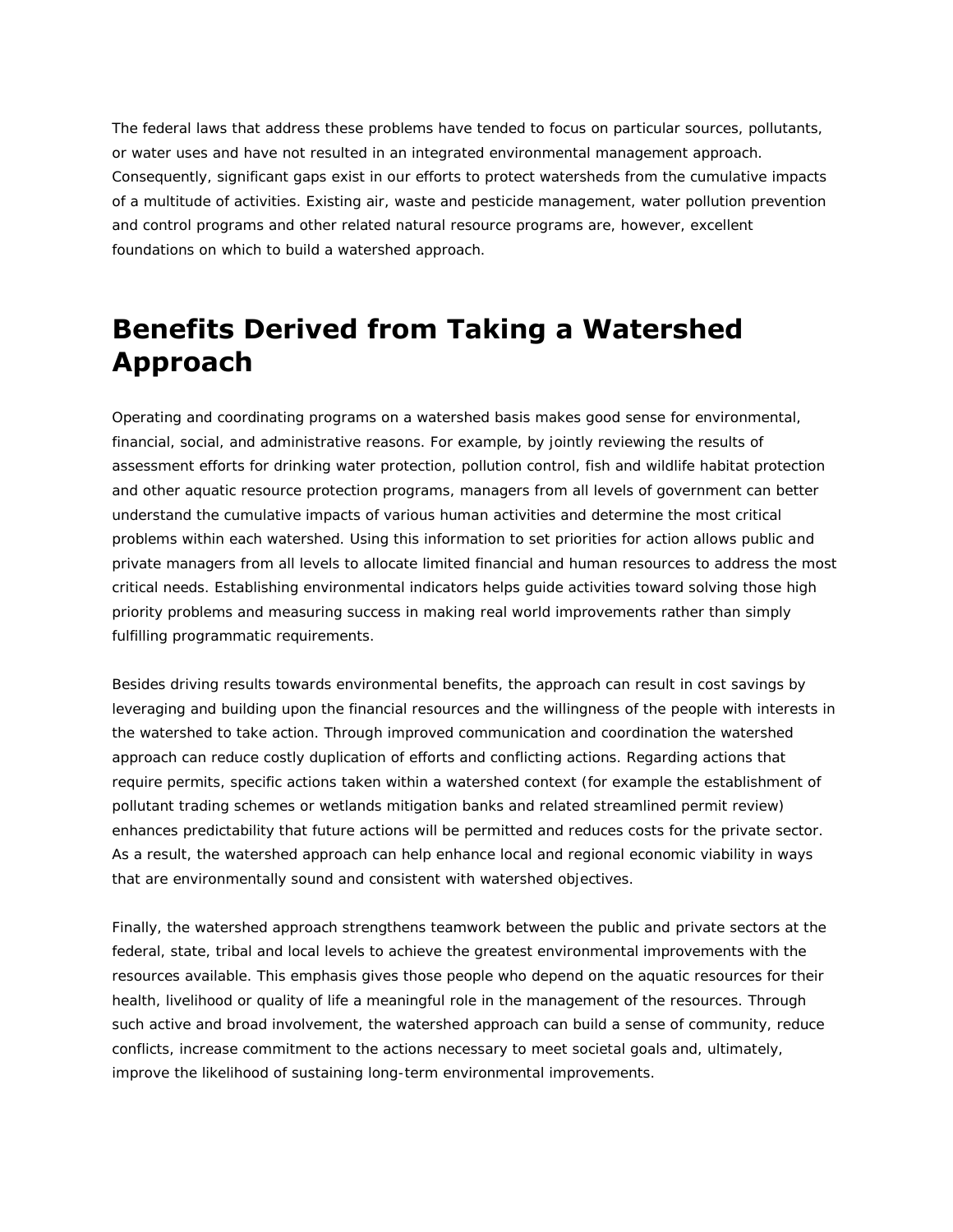The federal laws that address these problems have tended to focus on particular sources, pollutants, or water uses and have not resulted in an integrated environmental management approach. Consequently, significant gaps exist in our efforts to protect watersheds from the cumulative impacts of a multitude of activities. Existing air, waste and pesticide management, water pollution prevention and control programs and other related natural resource programs are, however, excellent foundations on which to build a watershed approach.

# Benefits Derived from Taking a Watershed Approach

Operating and coordinating programs on a watershed basis makes good sense for environmental, financial, social, and administrative reasons. For example, by jointly reviewing the results of assessment efforts for drinking water protection, pollution control, fish and wildlife habitat protection and other aquatic resource protection programs, managers from all levels of government can better understand the cumulative impacts of various human activities and determine the most critical problems within each watershed. Using this information to set priorities for action allows public and private managers from all levels to allocate limited financial and human resources to address the most critical needs. Establishing environmental indicators helps guide activities toward solving those high priority problems and measuring success in making real world improvements rather than simply fulfilling programmatic requirements.

Besides driving results towards environmental benefits, the approach can result in cost savings by leveraging and building upon the financial resources and the willingness of the people with interests in the watershed to take action. Through improved communication and coordination the watershed approach can reduce costly duplication of efforts and conflicting actions. Regarding actions that require permits, specific actions taken within a watershed context (for example the establishment of pollutant trading schemes or wetlands mitigation banks and related streamlined permit review) enhances predictability that future actions will be permitted and reduces costs for the private sector. As a result, the watershed approach can help enhance local and regional economic viability in ways that are environmentally sound and consistent with watershed objectives.

Finally, the watershed approach strengthens teamwork between the public and private sectors at the federal, state, tribal and local levels to achieve the greatest environmental improvements with the resources available. This emphasis gives those people who depend on the aquatic resources for their health, livelihood or quality of life a meaningful role in the management of the resources. Through such active and broad involvement, the watershed approach can build a sense of community, reduce conflicts, increase commitment to the actions necessary to meet societal goals and, ultimately, improve the likelihood of sustaining long-term environmental improvements.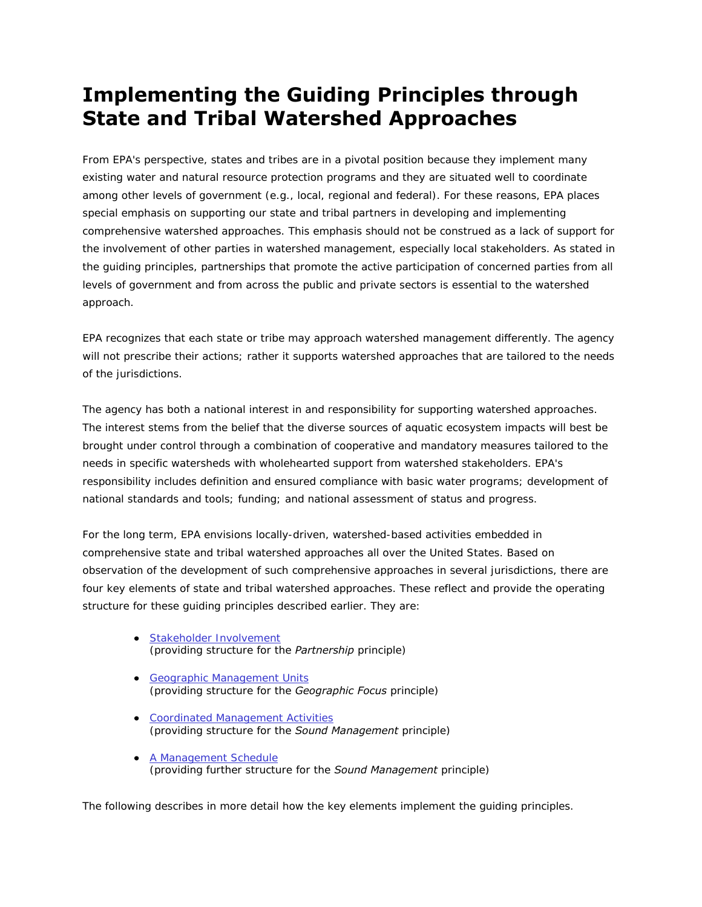# Implementing the Guiding Principles through State and Tribal Watershed Approaches

From EPA's perspective, states and tribes are in a pivotal position because they implement many existing water and natural resource protection programs and they are situated well to coordinate among other levels of government (e.g., local, regional and federal). For these reasons, EPA places special emphasis on supporting our state and tribal partners in developing and implementing comprehensive watershed approaches. This emphasis should not be construed as a lack of support for the involvement of other parties in watershed management, especially local stakeholders. As stated in the guiding principles, partnerships that promote the active participation of concerned parties from all levels of government and from across the public and private sectors is essential to the watershed approach.

EPA recognizes that each state or tribe may approach watershed management differently. The agency will not prescribe their actions; rather it supports watershed approaches that are tailored to the needs of the jurisdictions.

The agency has both a national interest in and responsibility for supporting watershed approaches. The interest stems from the belief that the diverse sources of aquatic ecosystem impacts will best be brought under control through a combination of cooperative and mandatory measures tailored to the needs in specific watersheds with wholehearted support from watershed stakeholders. EPA's responsibility includes definition and ensured compliance with basic water programs; development of national standards and tools; funding; and national assessment of status and progress.

For the long term, EPA envisions locally-driven, watershed-based activities embedded in comprehensive state and tribal watershed approaches all over the United States. Based on observation of the development of such comprehensive approaches in several jurisdictions, there are four key elements of state and tribal watershed approaches. These reflect and provide the operating structure for these guiding principles described earlier. They are:

- Stakeholder Involvement
  (providing structure for the *Partnership* principle)
- Geographic Management Units
  (providing structure for the *Geographic Focus* principle)
- Coordinated Management Activities
  (providing structure for the *Sound Management* principle)
- A Management Schedule
  (providing further structure for the *Sound Management* principle)

The following describes in more detail how the key elements implement the guiding principles.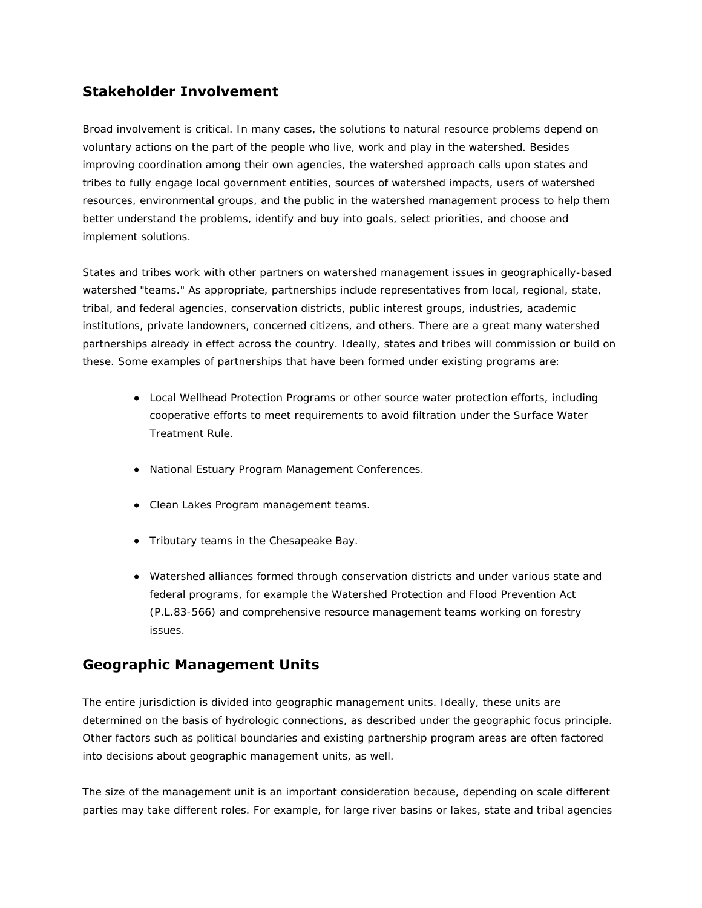## Stakeholder Involvement

Broad involvement is critical. In many cases, the solutions to natural resource problems depend on voluntary actions on the part of the people who live, work and play in the watershed. Besides improving coordination among their own agencies, the watershed approach calls upon states and tribes to fully engage local government entities, sources of watershed impacts, users of watershed resources, environmental groups, and the public in the watershed management process to help them better understand the problems, identify and buy into goals, select priorities, and choose and implement solutions.

States and tribes work with other partners on watershed management issues in geographically-based watershed "teams." As appropriate, partnerships include representatives from local, regional, state, tribal, and federal agencies, conservation districts, public interest groups, industries, academic institutions, private landowners, concerned citizens, and others. There are a great many watershed partnerships already in effect across the country. Ideally, states and tribes will commission or build on these. Some examples of partnerships that have been formed under existing programs are:

- Local Wellhead Protection Programs or other source water protection efforts, including cooperative efforts to meet requirements to avoid filtration under the Surface Water Treatment Rule.
- National Estuary Program Management Conferences.
- Clean Lakes Program management teams.
- Tributary teams in the Chesapeake Bay.
- Watershed alliances formed through conservation districts and under various state and federal programs, for example the Watershed Protection and Flood Prevention Act (P.L.83-566) and comprehensive resource management teams working on forestry issues.

## Geographic Management Units

The entire jurisdiction is divided into geographic management units. Ideally, these units are determined on the basis of hydrologic connections, as described under the geographic focus principle. Other factors such as political boundaries and existing partnership program areas are often factored into decisions about geographic management units, as well.

The size of the management unit is an important consideration because, depending on scale different parties may take different roles. For example, for large river basins or lakes, state and tribal agencies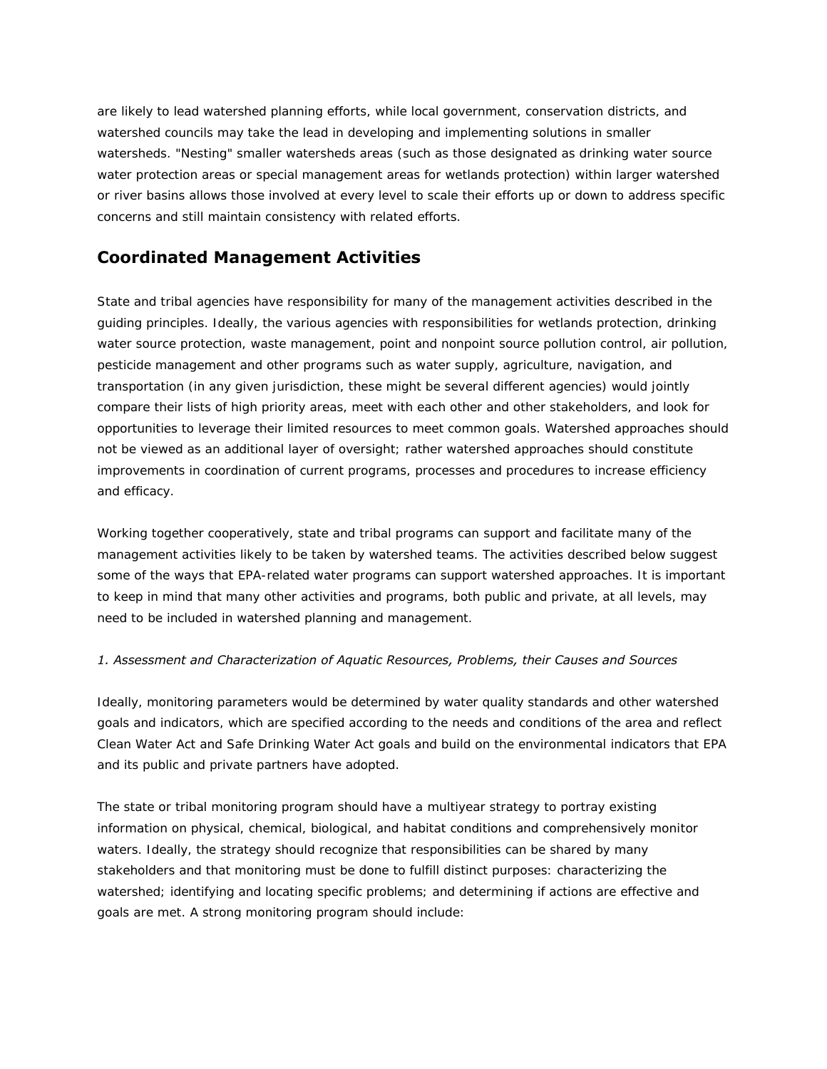are likely to lead watershed planning efforts, while local government, conservation districts, and watershed councils may take the lead in developing and implementing solutions in smaller watersheds. "Nesting" smaller watersheds areas (such as those designated as drinking water source water protection areas or special management areas for wetlands protection) within larger watershed or river basins allows those involved at every level to scale their efforts up or down to address specific concerns and still maintain consistency with related efforts.

## Coordinated Management Activities

State and tribal agencies have responsibility for many of the management activities described in the guiding principles. Ideally, the various agencies with responsibilities for wetlands protection, drinking water source protection, waste management, point and nonpoint source pollution control, air pollution, pesticide management and other programs such as water supply, agriculture, navigation, and transportation (in any given jurisdiction, these might be several different agencies) would jointly compare their lists of high priority areas, meet with each other and other stakeholders, and look for opportunities to leverage their limited resources to meet common goals. Watershed approaches should not be viewed as an additional layer of oversight; rather watershed approaches should constitute improvements in coordination of current programs, processes and procedures to increase efficiency and efficacy.

Working together cooperatively, state and tribal programs can support and facilitate many of the management activities likely to be taken by watershed teams. The activities described below suggest some of the ways that EPA-related water programs can support watershed approaches. It is important to keep in mind that many other activities and programs, both public and private, at all levels, may need to be included in watershed planning and management.

*1. Assessment and Characterization of Aquatic Resources, Problems, their Causes and Sources*

Ideally, monitoring parameters would be determined by water quality standards and other watershed goals and indicators, which are specified according to the needs and conditions of the area and reflect Clean Water Act and Safe Drinking Water Act goals and build on the environmental indicators that EPA and its public and private partners have adopted.

The state or tribal monitoring program should have a multiyear strategy to portray existing information on physical, chemical, biological, and habitat conditions and comprehensively monitor waters. Ideally, the strategy should recognize that responsibilities can be shared by many stakeholders and that monitoring must be done to fulfill distinct purposes: characterizing the watershed; identifying and locating specific problems; and determining if actions are effective and goals are met. A strong monitoring program should include: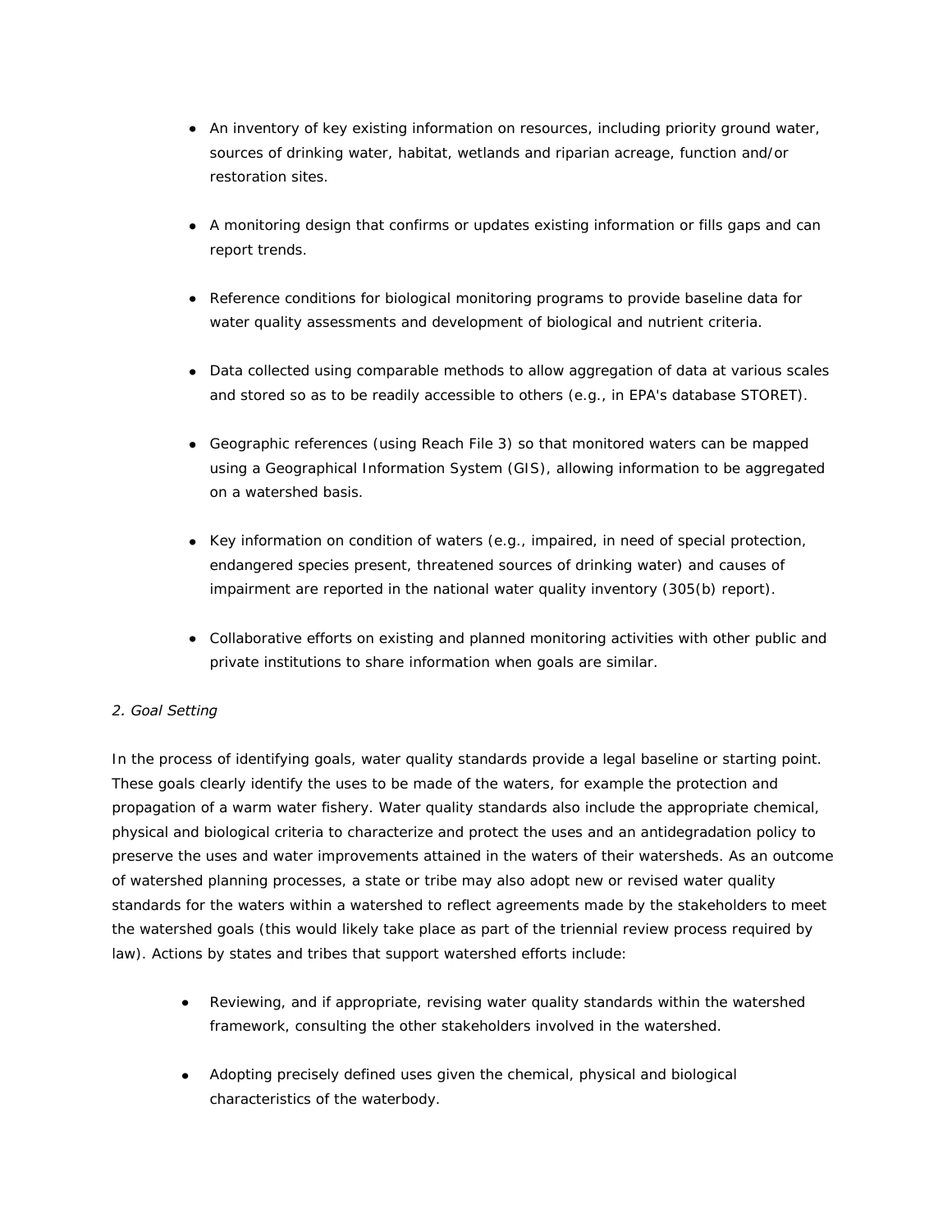- An inventory of key existing information on resources, including priority ground water, sources of drinking water, habitat, wetlands and riparian acreage, function and/or restoration sites.

- A monitoring design that confirms or updates existing information or fills gaps and can report trends.

- Reference conditions for biological monitoring programs to provide baseline data for water quality assessments and development of biological and nutrient criteria.

- Data collected using comparable methods to allow aggregation of data at various scales and stored so as to be readily accessible to others (e.g., in EPA's database STORET).

- Geographic references (using Reach File 3) so that monitored waters can be mapped using a Geographical Information System (GIS), allowing information to be aggregated on a watershed basis.

- Key information on condition of waters (e.g., impaired, in need of special protection, endangered species present, threatened sources of drinking water) and causes of impairment are reported in the national water quality inventory (305(b) report).

- Collaborative efforts on existing and planned monitoring activities with other public and private institutions to share information when goals are similar.

*2. Goal Setting*

In the process of identifying goals, water quality standards provide a legal baseline or starting point. These goals clearly identify the uses to be made of the waters, for example the protection and propagation of a warm water fishery. Water quality standards also include the appropriate chemical, physical and biological criteria to characterize and protect the uses and an antidegradation policy to preserve the uses and water improvements attained in the waters of their watersheds. As an outcome of watershed planning processes, a state or tribe may also adopt new or revised water quality standards for the waters within a watershed to reflect agreements made by the stakeholders to meet the watershed goals (this would likely take place as part of the triennial review process required by law). Actions by states and tribes that support watershed efforts include:

- Reviewing, and if appropriate, revising water quality standards within the watershed framework, consulting the other stakeholders involved in the watershed.

- Adopting precisely defined uses given the chemical, physical and biological characteristics of the waterbody.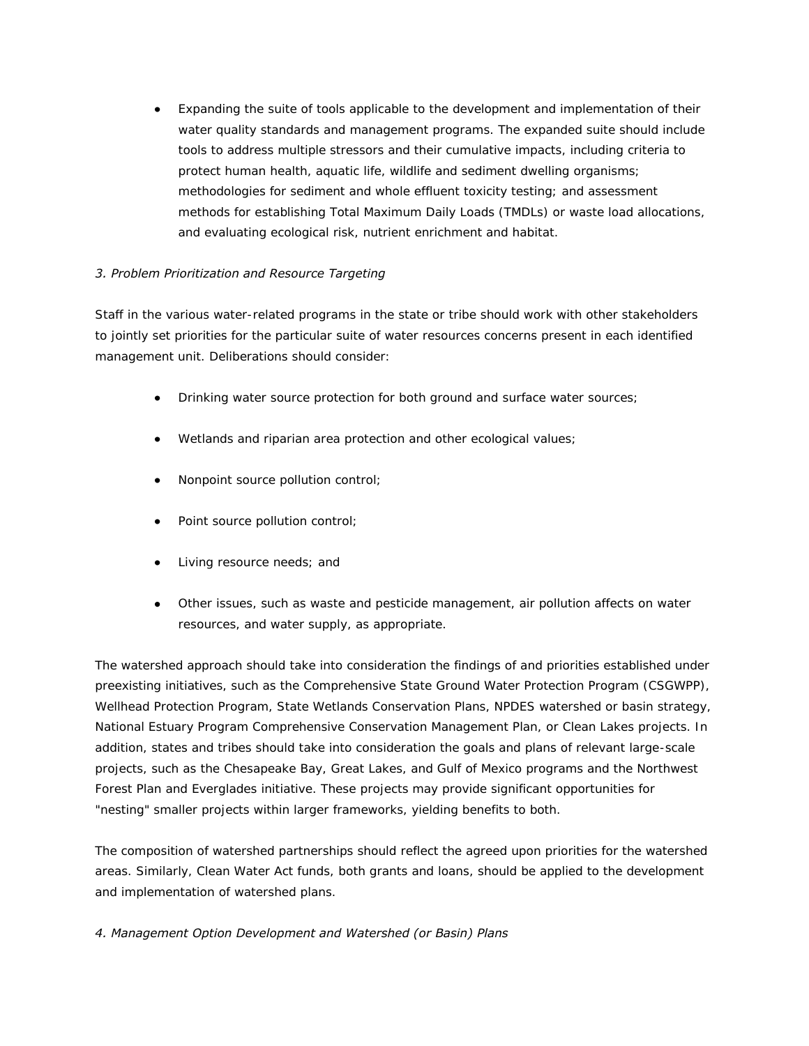- Expanding the suite of tools applicable to the development and implementation of their water quality standards and management programs. The expanded suite should include tools to address multiple stressors and their cumulative impacts, including criteria to protect human health, aquatic life, wildlife and sediment dwelling organisms; methodologies for sediment and whole effluent toxicity testing; and assessment methods for establishing Total Maximum Daily Loads (TMDLs) or waste load allocations, and evaluating ecological risk, nutrient enrichment and habitat.

*3. Problem Prioritization and Resource Targeting*

Staff in the various water-related programs in the state or tribe should work with other stakeholders to jointly set priorities for the particular suite of water resources concerns present in each identified management unit. Deliberations should consider:

- Drinking water source protection for both ground and surface water sources;
- Wetlands and riparian area protection and other ecological values;
- Nonpoint source pollution control;
- Point source pollution control;
- Living resource needs; and
- Other issues, such as waste and pesticide management, air pollution affects on water resources, and water supply, as appropriate.

The watershed approach should take into consideration the findings of and priorities established under preexisting initiatives, such as the Comprehensive State Ground Water Protection Program (CSGWPP), Wellhead Protection Program, State Wetlands Conservation Plans, NPDES watershed or basin strategy, National Estuary Program Comprehensive Conservation Management Plan, or Clean Lakes projects. In addition, states and tribes should take into consideration the goals and plans of relevant large-scale projects, such as the Chesapeake Bay, Great Lakes, and Gulf of Mexico programs and the Northwest Forest Plan and Everglades initiative. These projects may provide significant opportunities for "nesting" smaller projects within larger frameworks, yielding benefits to both.

The composition of watershed partnerships should reflect the agreed upon priorities for the watershed areas. Similarly, Clean Water Act funds, both grants and loans, should be applied to the development and implementation of watershed plans.

*4. Management Option Development and Watershed (or Basin) Plans*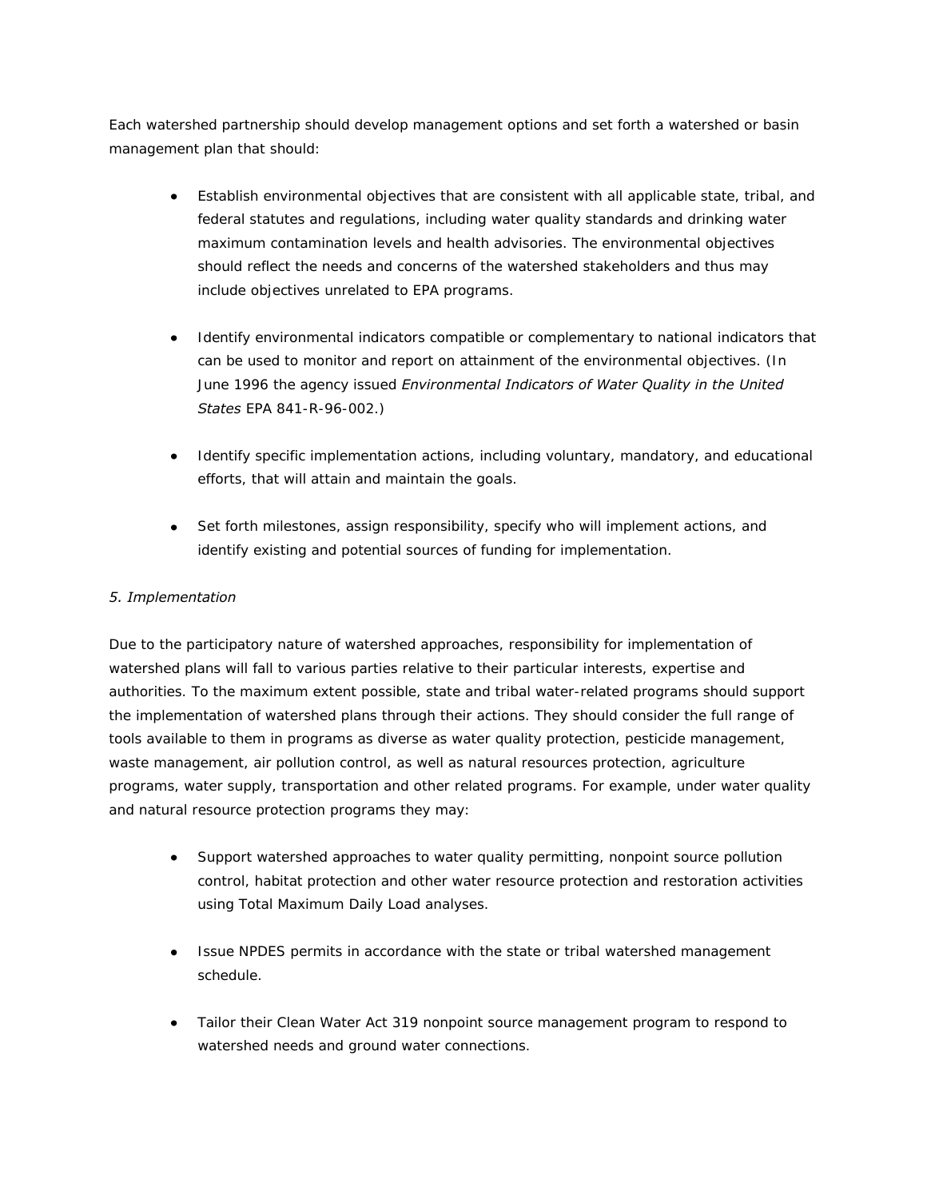Each watershed partnership should develop management options and set forth a watershed or basin management plan that should:

- Establish environmental objectives that are consistent with all applicable state, tribal, and federal statutes and regulations, including water quality standards and drinking water maximum contamination levels and health advisories. The environmental objectives should reflect the needs and concerns of the watershed stakeholders and thus may include objectives unrelated to EPA programs.

- Identify environmental indicators compatible or complementary to national indicators that can be used to monitor and report on attainment of the environmental objectives. (In June 1996 the agency issued *Environmental Indicators of Water Quality in the United States* EPA 841-R-96-002.)

- Identify specific implementation actions, including voluntary, mandatory, and educational efforts, that will attain and maintain the goals.

- Set forth milestones, assign responsibility, specify who will implement actions, and identify existing and potential sources of funding for implementation.

*5. Implementation*

Due to the participatory nature of watershed approaches, responsibility for implementation of watershed plans will fall to various parties relative to their particular interests, expertise and authorities. To the maximum extent possible, state and tribal water-related programs should support the implementation of watershed plans through their actions. They should consider the full range of tools available to them in programs as diverse as water quality protection, pesticide management, waste management, air pollution control, as well as natural resources protection, agriculture programs, water supply, transportation and other related programs. For example, under water quality and natural resource protection programs they may:

- Support watershed approaches to water quality permitting, nonpoint source pollution control, habitat protection and other water resource protection and restoration activities using Total Maximum Daily Load analyses.

- Issue NPDES permits in accordance with the state or tribal watershed management schedule.

- Tailor their Clean Water Act 319 nonpoint source management program to respond to watershed needs and ground water connections.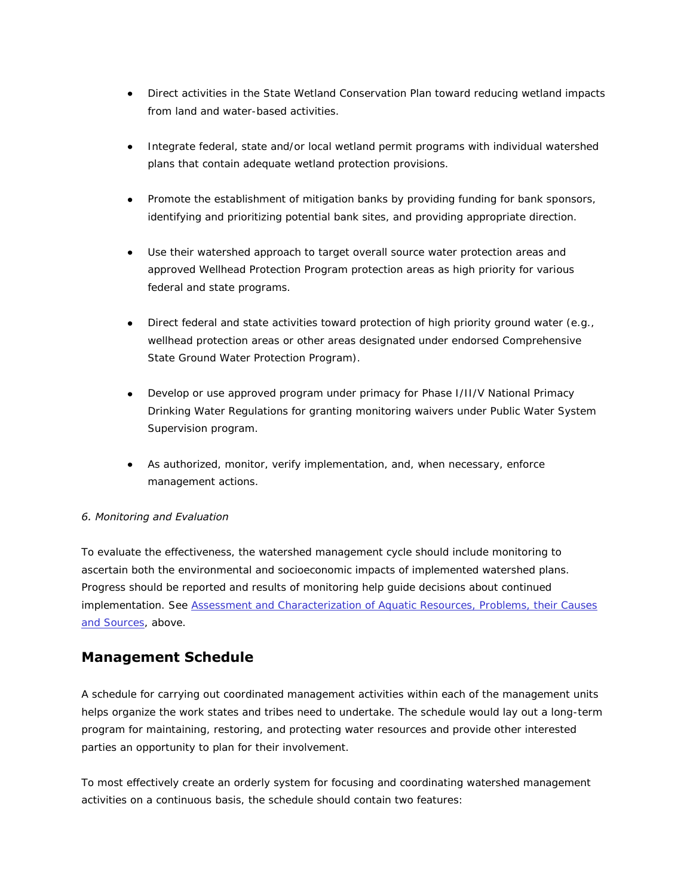- Direct activities in the State Wetland Conservation Plan toward reducing wetland impacts from land and water-based activities.

- Integrate federal, state and/or local wetland permit programs with individual watershed plans that contain adequate wetland protection provisions.

- Promote the establishment of mitigation banks by providing funding for bank sponsors, identifying and prioritizing potential bank sites, and providing appropriate direction.

- Use their watershed approach to target overall source water protection areas and approved Wellhead Protection Program protection areas as high priority for various federal and state programs.

- Direct federal and state activities toward protection of high priority ground water (e.g., wellhead protection areas or other areas designated under endorsed Comprehensive State Ground Water Protection Program).

- Develop or use approved program under primacy for Phase I/II/V National Primacy Drinking Water Regulations for granting monitoring waivers under Public Water System Supervision program.

- As authorized, monitor, verify implementation, and, when necessary, enforce management actions.

*6. Monitoring and Evaluation*

To evaluate the effectiveness, the watershed management cycle should include monitoring to ascertain both the environmental and socioeconomic impacts of implemented watershed plans. Progress should be reported and results of monitoring help guide decisions about continued implementation. See [Assessment and Characterization of Aquatic Resources, Problems, their Causes and Sources](), above.

## Management Schedule

A schedule for carrying out coordinated management activities within each of the management units helps organize the work states and tribes need to undertake. The schedule would lay out a long-term program for maintaining, restoring, and protecting water resources and provide other interested parties an opportunity to plan for their involvement.

To most effectively create an orderly system for focusing and coordinating watershed management activities on a continuous basis, the schedule should contain two features: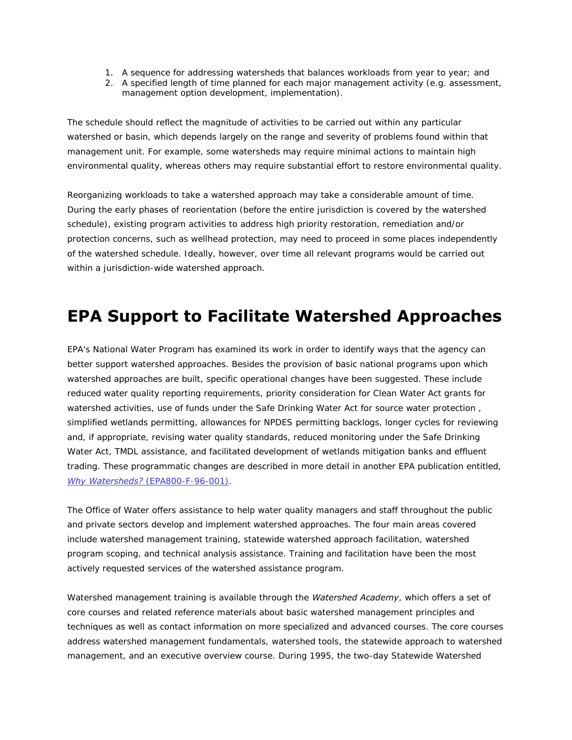1. A sequence for addressing watersheds that balances workloads from year to year; and
2. A specified length of time planned for each major management activity (e.g. assessment, management option development, implementation).

The schedule should reflect the magnitude of activities to be carried out within any particular watershed or basin, which depends largely on the range and severity of problems found within that management unit. For example, some watersheds may require minimal actions to maintain high environmental quality, whereas others may require substantial effort to restore environmental quality.

Reorganizing workloads to take a watershed approach may take a considerable amount of time. During the early phases of reorientation (before the entire jurisdiction is covered by the watershed schedule), existing program activities to address high priority restoration, remediation and/or protection concerns, such as wellhead protection, may need to proceed in some places independently of the watershed schedule. Ideally, however, over time all relevant programs would be carried out within a jurisdiction-wide watershed approach.

# EPA Support to Facilitate Watershed Approaches

EPA's National Water Program has examined its work in order to identify ways that the agency can better support watershed approaches. Besides the provision of basic national programs upon which watershed approaches are built, specific operational changes have been suggested. These include reduced water quality reporting requirements, priority consideration for Clean Water Act grants for watershed activities, use of funds under the Safe Drinking Water Act for source water protection , simplified wetlands permitting, allowances for NPDES permitting backlogs, longer cycles for reviewing and, if appropriate, revising water quality standards, reduced monitoring under the Safe Drinking Water Act, TMDL assistance, and facilitated development of wetlands mitigation banks and effluent trading. These programmatic changes are described in more detail in another EPA publication entitled, *Why Watersheds?* (EPA800-F-96-001).

The Office of Water offers assistance to help water quality managers and staff throughout the public and private sectors develop and implement watershed approaches. The four main areas covered include watershed management training, statewide watershed approach facilitation, watershed program scoping, and technical analysis assistance. Training and facilitation have been the most actively requested services of the watershed assistance program.

Watershed management training is available through the *Watershed Academy*, which offers a set of core courses and related reference materials about basic watershed management principles and techniques as well as contact information on more specialized and advanced courses. The core courses address watershed management fundamentals, watershed tools, the statewide approach to watershed management, and an executive overview course. During 1995, the two-day Statewide Watershed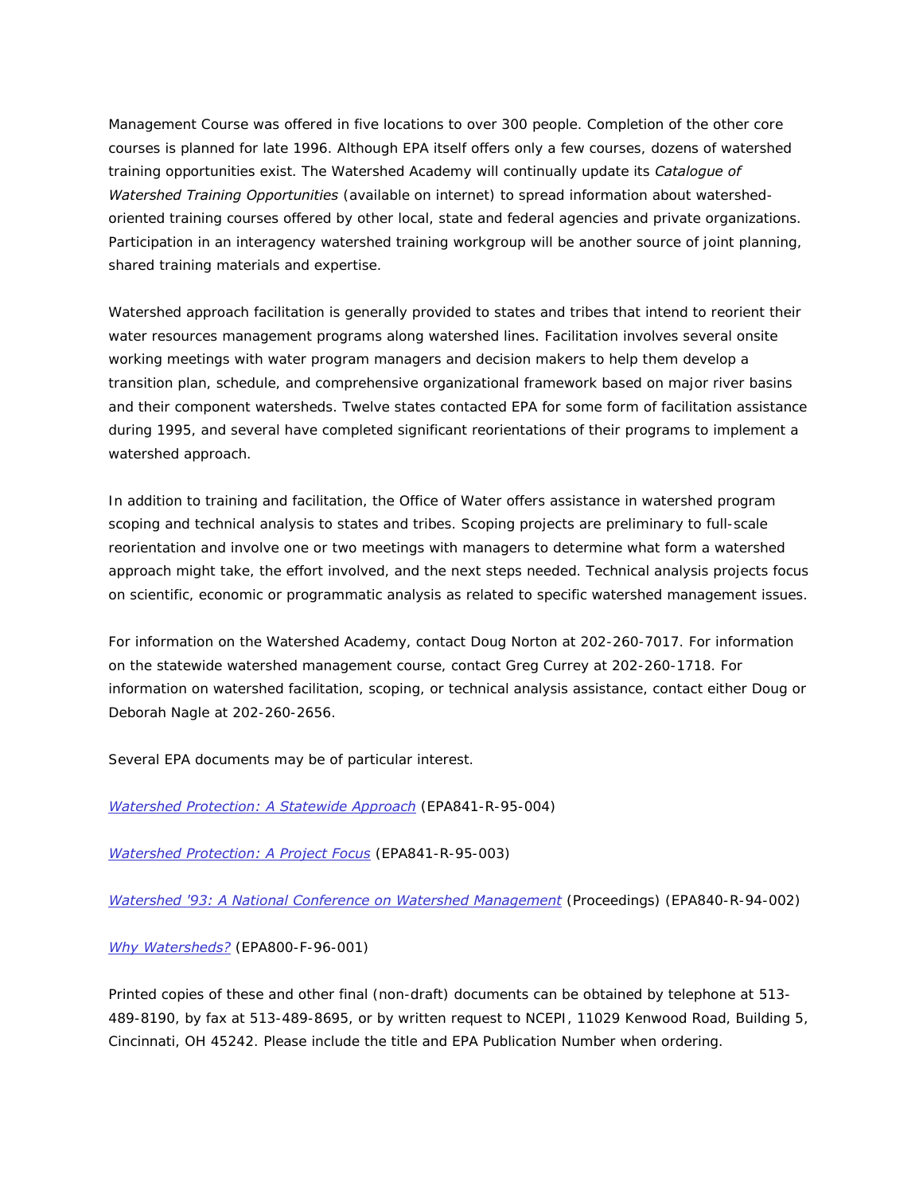Management Course was offered in five locations to over 300 people. Completion of the other core courses is planned for late 1996. Although EPA itself offers only a few courses, dozens of watershed training opportunities exist. The Watershed Academy will continually update its *Catalogue of Watershed Training Opportunities* (available on internet) to spread information about watershed-oriented training courses offered by other local, state and federal agencies and private organizations. Participation in an interagency watershed training workgroup will be another source of joint planning, shared training materials and expertise.

Watershed approach facilitation is generally provided to states and tribes that intend to reorient their water resources management programs along watershed lines. Facilitation involves several onsite working meetings with water program managers and decision makers to help them develop a transition plan, schedule, and comprehensive organizational framework based on major river basins and their component watersheds. Twelve states contacted EPA for some form of facilitation assistance during 1995, and several have completed significant reorientations of their programs to implement a watershed approach.

In addition to training and facilitation, the Office of Water offers assistance in watershed program scoping and technical analysis to states and tribes. Scoping projects are preliminary to full-scale reorientation and involve one or two meetings with managers to determine what form a watershed approach might take, the effort involved, and the next steps needed. Technical analysis projects focus on scientific, economic or programmatic analysis as related to specific watershed management issues.

For information on the Watershed Academy, contact Doug Norton at 202-260-7017. For information on the statewide watershed management course, contact Greg Currey at 202-260-1718. For information on watershed facilitation, scoping, or technical analysis assistance, contact either Doug or Deborah Nagle at 202-260-2656.

Several EPA documents may be of particular interest.

*Watershed Protection: A Statewide Approach* (EPA841-R-95-004)

*Watershed Protection: A Project Focus* (EPA841-R-95-003)

*Watershed '93: A National Conference on Watershed Management* (Proceedings) (EPA840-R-94-002)

*Why Watersheds?* (EPA800-F-96-001)

Printed copies of these and other final (non-draft) documents can be obtained by telephone at 513-489-8190, by fax at 513-489-8695, or by written request to NCEPI, 11029 Kenwood Road, Building 5, Cincinnati, OH 45242. Please include the title and EPA Publication Number when ordering.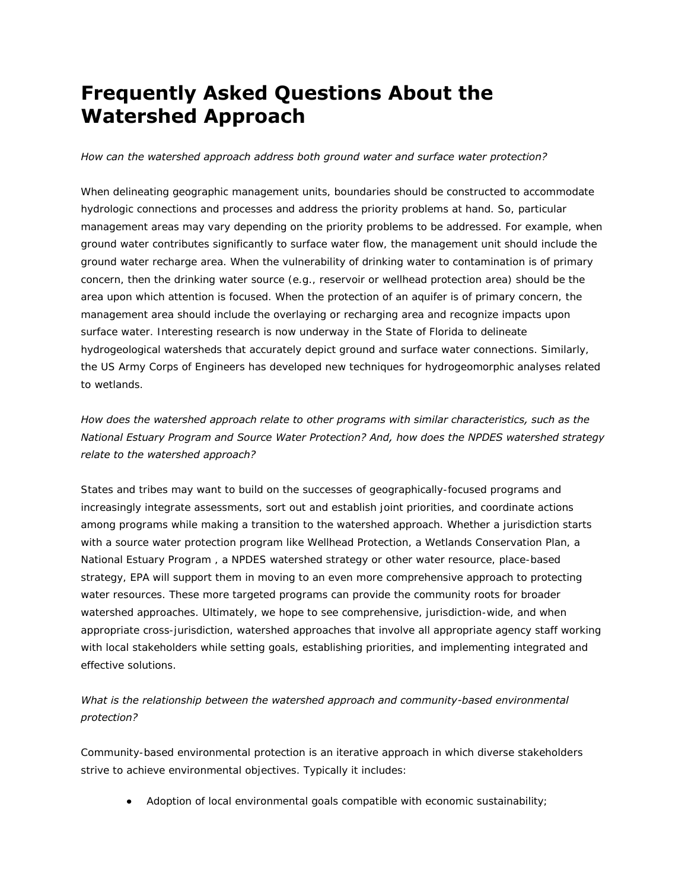# Frequently Asked Questions About the Watershed Approach

*How can the watershed approach address both ground water and surface water protection?*

When delineating geographic management units, boundaries should be constructed to accommodate hydrologic connections and processes and address the priority problems at hand. So, particular management areas may vary depending on the priority problems to be addressed. For example, when ground water contributes significantly to surface water flow, the management unit should include the ground water recharge area. When the vulnerability of drinking water to contamination is of primary concern, then the drinking water source (e.g., reservoir or wellhead protection area) should be the area upon which attention is focused. When the protection of an aquifer is of primary concern, the management area should include the overlaying or recharging area and recognize impacts upon surface water. Interesting research is now underway in the State of Florida to delineate hydrogeological watersheds that accurately depict ground and surface water connections. Similarly, the US Army Corps of Engineers has developed new techniques for hydrogeomorphic analyses related to wetlands.

*How does the watershed approach relate to other programs with similar characteristics, such as the National Estuary Program and Source Water Protection? And, how does the NPDES watershed strategy relate to the watershed approach?*

States and tribes may want to build on the successes of geographically-focused programs and increasingly integrate assessments, sort out and establish joint priorities, and coordinate actions among programs while making a transition to the watershed approach. Whether a jurisdiction starts with a source water protection program like Wellhead Protection, a Wetlands Conservation Plan, a National Estuary Program , a NPDES watershed strategy or other water resource, place-based strategy, EPA will support them in moving to an even more comprehensive approach to protecting water resources. These more targeted programs can provide the community roots for broader watershed approaches. Ultimately, we hope to see comprehensive, jurisdiction-wide, and when appropriate cross-jurisdiction, watershed approaches that involve all appropriate agency staff working with local stakeholders while setting goals, establishing priorities, and implementing integrated and effective solutions.

*What is the relationship between the watershed approach and community-based environmental protection?*

Community-based environmental protection is an iterative approach in which diverse stakeholders strive to achieve environmental objectives. Typically it includes:

- Adoption of local environmental goals compatible with economic sustainability;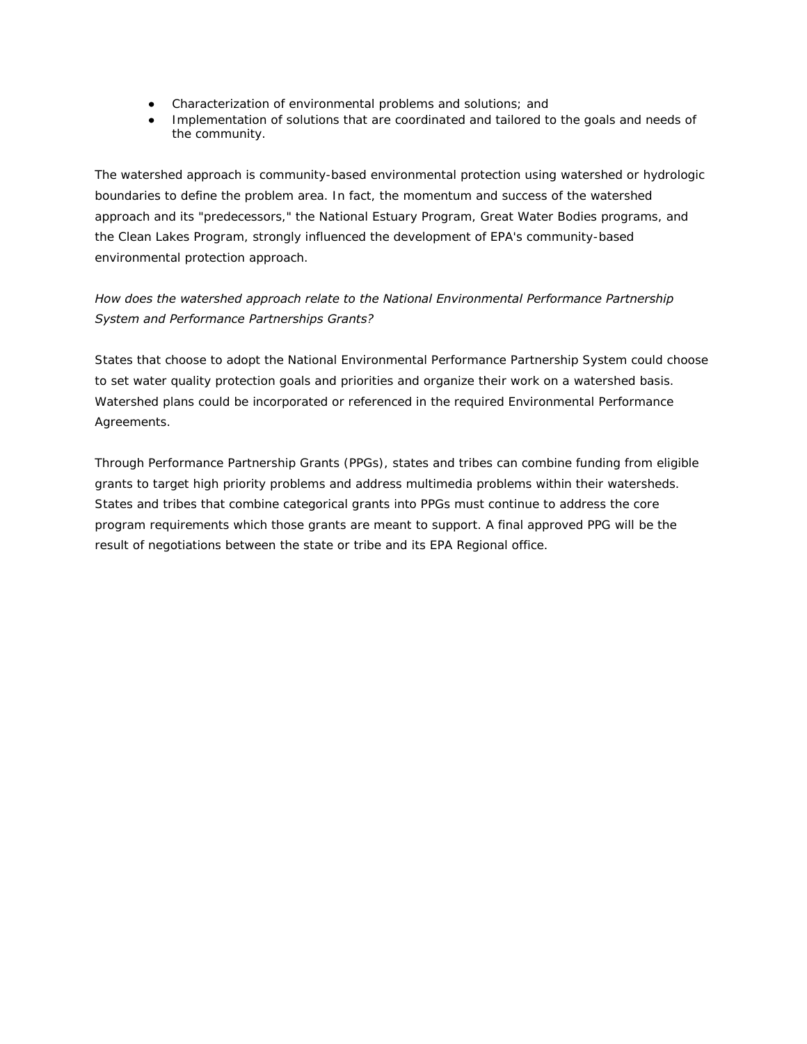- Characterization of environmental problems and solutions; and
- Implementation of solutions that are coordinated and tailored to the goals and needs of the community.

The watershed approach is community-based environmental protection using watershed or hydrologic boundaries to define the problem area. In fact, the momentum and success of the watershed approach and its "predecessors," the National Estuary Program, Great Water Bodies programs, and the Clean Lakes Program, strongly influenced the development of EPA's community-based environmental protection approach.

*How does the watershed approach relate to the National Environmental Performance Partnership System and Performance Partnerships Grants?*

States that choose to adopt the National Environmental Performance Partnership System could choose to set water quality protection goals and priorities and organize their work on a watershed basis. Watershed plans could be incorporated or referenced in the required Environmental Performance Agreements.

Through Performance Partnership Grants (PPGs), states and tribes can combine funding from eligible grants to target high priority problems and address multimedia problems within their watersheds. States and tribes that combine categorical grants into PPGs must continue to address the core program requirements which those grants are meant to support. A final approved PPG will be the result of negotiations between the state or tribe and its EPA Regional office.